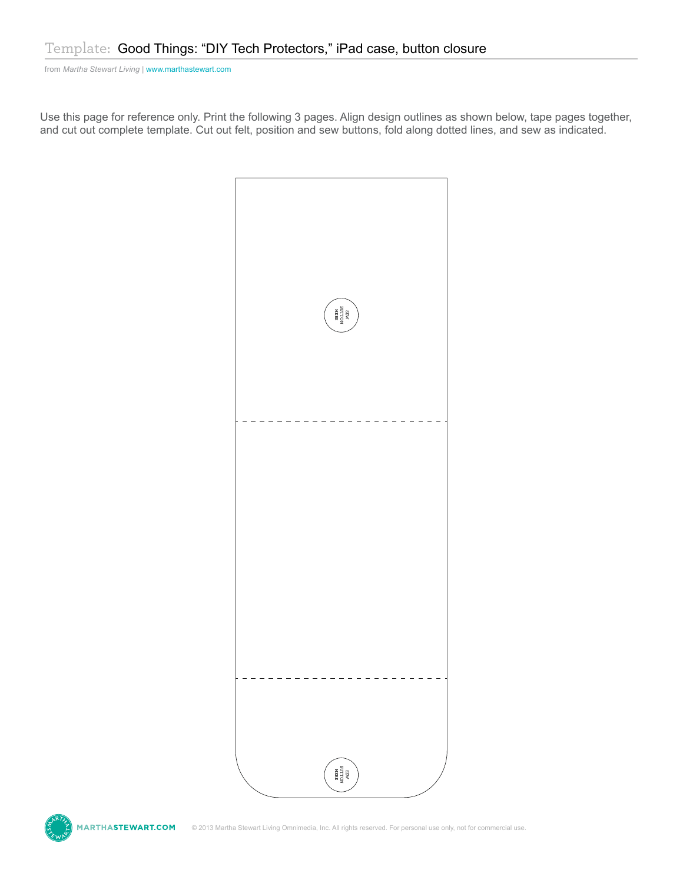# Template: Good Things: “DIY Tech Protectors,” iPad case, button closure

from *Martha Stewart Living* | www.marthastewart.com

Use this page for reference only. Print the following 3 pages. Align design outlines as shown below, tape pages together, and cut out complete template. Cut out felt, position and sew buttons, fold along dotted lines, and sew as indicated.

SEW BUTTON HERE

SEW BUTTON HERE

MARTHASTEWART.COM

© 2013 Martha Stewart Living Omnimedia, Inc. All rights reserved. For personal use only, not for commercial use.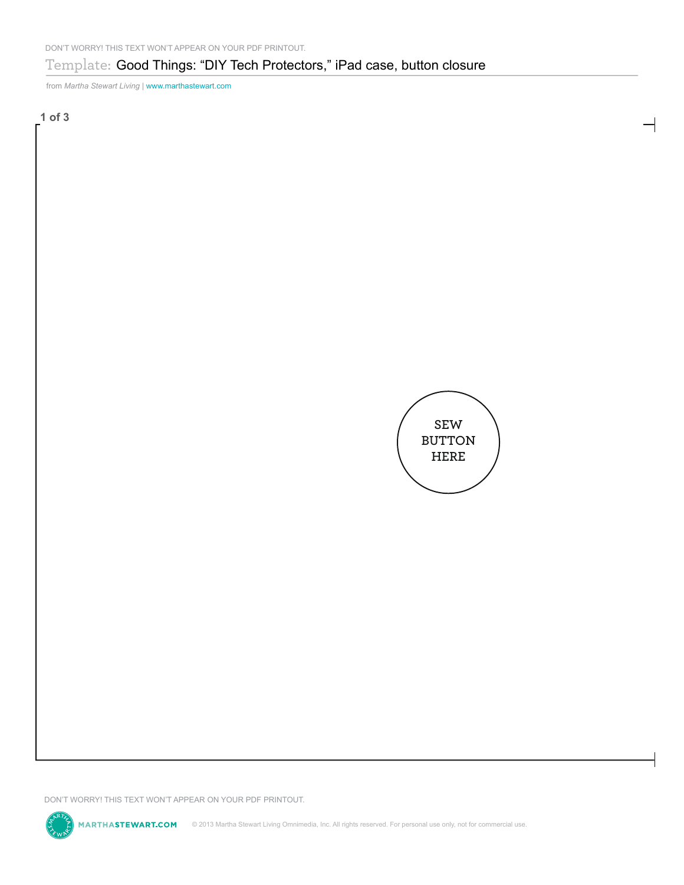DON'T WORRY! THIS TEXT WON'T APPEAR ON YOUR PDF PRINTOUT.

Template: Good Things: "DIY Tech Protectors," iPad case, button closure

from *Martha Stewart Living* | www.marthastewart.com

SEW BUTTON HERE

DON'T WORRY! THIS TEXT WON'T APPEAR ON YOUR PDF PRINTOUT.

MARTHASTEWART.COM © 2013 Martha Stewart Living Omnimedia, Inc. All rights reserved. For personal use only, not for commercial use.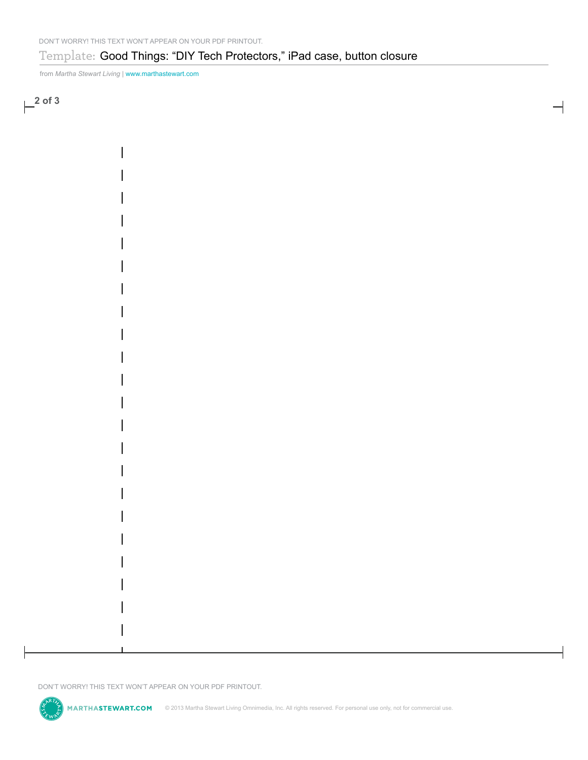# Template: Good Things: “DIY Tech Protectors,” iPad case, button closure

from *Martha Stewart Living* | www.marthastewart.com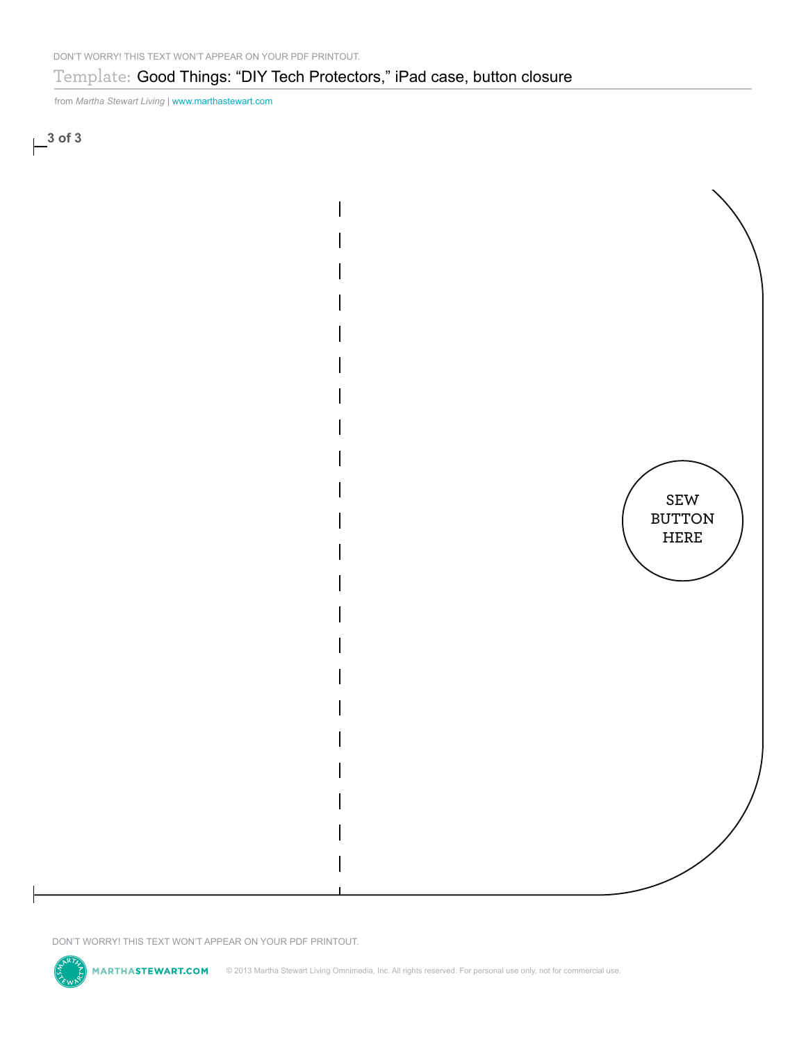DON'T WORRY! THIS TEXT WON'T APPEAR ON YOUR PDF PRINTOUT.

Template: Good Things: "DIY Tech Protectors," iPad case, button closure

from *Martha Stewart Living* | www.marthastewart.com

**3 of 3**

SEW BUTTON HERE

DON'T WORRY! THIS TEXT WON'T APPEAR ON YOUR PDF PRINTOUT.

MARTHASTEWART.COM

© 2013 Martha Stewart Living Omnimedia, Inc. All rights reserved. For personal use only, not for commercial use.